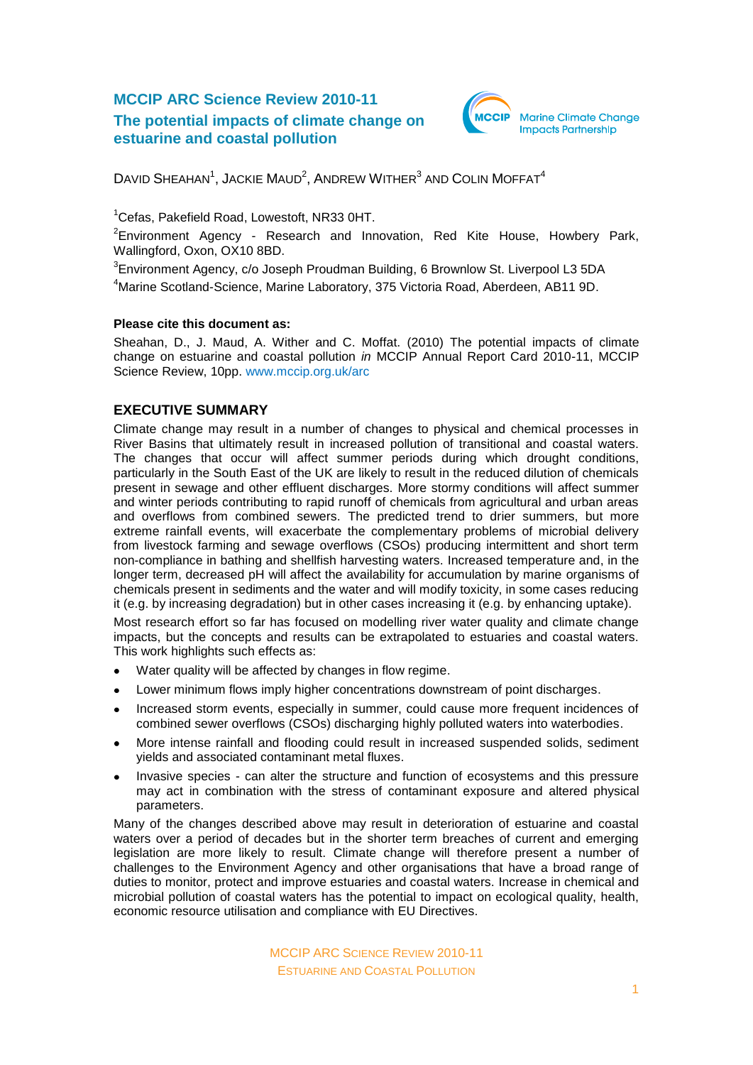# MCCIP ARC Science Review 2010-11

## The potential impacts of climate change on estuarine and coastal pollution

DAVID SHEAHAN[1], JACKIE MAUD[2], ANDREW WITHER[3] AND COLIN MOFFAT[4]

[1]Cefas, Pakefield Road, Lowestoft, NR33 0HT.

[2]Environment Agency - Research and Innovation, Red Kite House, Howbery Park, Wallingford, Oxon, OX10 8BD.

[3]Environment Agency, c/o Joseph Proudman Building, 6 Brownlow St. Liverpool L3 5DA

[4]Marine Scotland-Science, Marine Laboratory, 375 Victoria Road, Aberdeen, AB11 9D.

**Please cite this document as:**

Sheahan, D., J. Maud, A. Wither and C. Moffat. (2010) The potential impacts of climate change on estuarine and coastal pollution *in* MCCIP Annual Report Card 2010-11, MCCIP Science Review, 10pp. www.mccip.org.uk/arc

## EXECUTIVE SUMMARY

Climate change may result in a number of changes to physical and chemical processes in River Basins that ultimately result in increased pollution of transitional and coastal waters. The changes that occur will affect summer periods during which drought conditions, particularly in the South East of the UK are likely to result in the reduced dilution of chemicals present in sewage and other effluent discharges. More stormy conditions will affect summer and winter periods contributing to rapid runoff of chemicals from agricultural and urban areas and overflows from combined sewers. The predicted trend to drier summers, but more extreme rainfall events, will exacerbate the complementary problems of microbial delivery from livestock farming and sewage overflows (CSOs) producing intermittent and short term non-compliance in bathing and shellfish harvesting waters. Increased temperature and, in the longer term, decreased pH will affect the availability for accumulation by marine organisms of chemicals present in sediments and the water and will modify toxicity, in some cases reducing it (e.g. by increasing degradation) but in other cases increasing it (e.g. by enhancing uptake).

Most research effort so far has focused on modelling river water quality and climate change impacts, but the concepts and results can be extrapolated to estuaries and coastal waters. This work highlights such effects as:

- Water quality will be affected by changes in flow regime.
- Lower minimum flows imply higher concentrations downstream of point discharges.
- Increased storm events, especially in summer, could cause more frequent incidences of combined sewer overflows (CSOs) discharging highly polluted waters into waterbodies.
- More intense rainfall and flooding could result in increased suspended solids, sediment yields and associated contaminant metal fluxes.
- Invasive species - can alter the structure and function of ecosystems and this pressure may act in combination with the stress of contaminant exposure and altered physical parameters.

Many of the changes described above may result in deterioration of estuarine and coastal waters over a period of decades but in the shorter term breaches of current and emerging legislation are more likely to result. Climate change will therefore present a number of challenges to the Environment Agency and other organisations that have a broad range of duties to monitor, protect and improve estuaries and coastal waters. Increase in chemical and microbial pollution of coastal waters has the potential to impact on ecological quality, health, economic resource utilisation and compliance with EU Directives.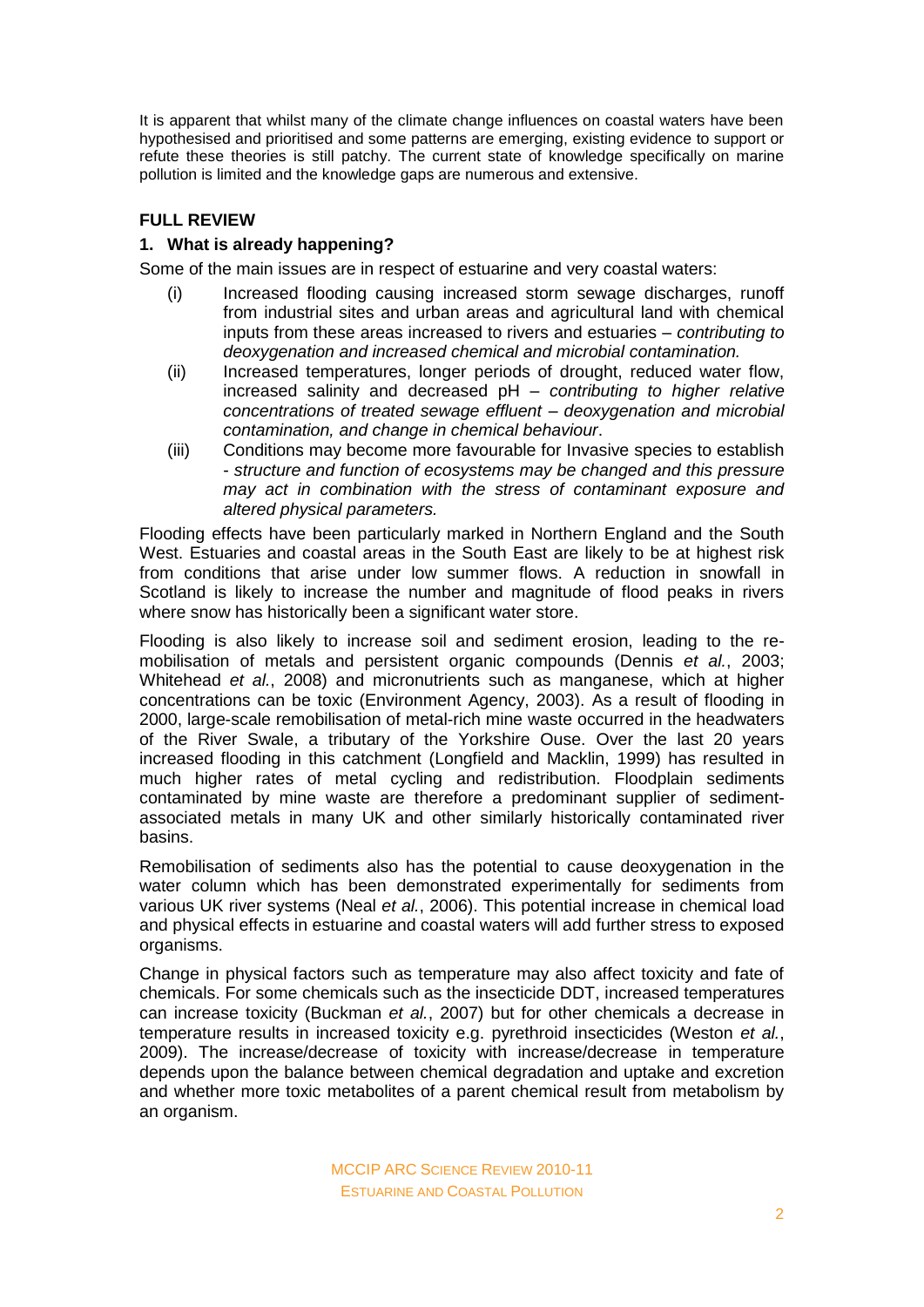It is apparent that whilst many of the climate change influences on coastal waters have been hypothesised and prioritised and some patterns are emerging, existing evidence to support or refute these theories is still patchy. The current state of knowledge specifically on marine pollution is limited and the knowledge gaps are numerous and extensive.

## FULL REVIEW

### 1. What is already happening?

Some of the main issues are in respect of estuarine and very coastal waters:

(i) Increased flooding causing increased storm sewage discharges, runoff from industrial sites and urban areas and agricultural land with chemical inputs from these areas increased to rivers and estuaries – *contributing to deoxygenation and increased chemical and microbial contamination.*

(ii) Increased temperatures, longer periods of drought, reduced water flow, increased salinity and decreased pH – *contributing to higher relative concentrations of treated sewage effluent – deoxygenation and microbial contamination, and change in chemical behaviour*.

(iii) Conditions may become more favourable for Invasive species to establish - *structure and function of ecosystems may be changed and this pressure may act in combination with the stress of contaminant exposure and altered physical parameters.*

Flooding effects have been particularly marked in Northern England and the South West. Estuaries and coastal areas in the South East are likely to be at highest risk from conditions that arise under low summer flows. A reduction in snowfall in Scotland is likely to increase the number and magnitude of flood peaks in rivers where snow has historically been a significant water store.

Flooding is also likely to increase soil and sediment erosion, leading to the re-mobilisation of metals and persistent organic compounds (Dennis *et al.*, 2003; Whitehead *et al.*, 2008) and micronutrients such as manganese, which at higher concentrations can be toxic (Environment Agency, 2003). As a result of flooding in 2000, large-scale remobilisation of metal-rich mine waste occurred in the headwaters of the River Swale, a tributary of the Yorkshire Ouse. Over the last 20 years increased flooding in this catchment (Longfield and Macklin, 1999) has resulted in much higher rates of metal cycling and redistribution. Floodplain sediments contaminated by mine waste are therefore a predominant supplier of sediment-associated metals in many UK and other similarly historically contaminated river basins.

Remobilisation of sediments also has the potential to cause deoxygenation in the water column which has been demonstrated experimentally for sediments from various UK river systems (Neal *et al.*, 2006). This potential increase in chemical load and physical effects in estuarine and coastal waters will add further stress to exposed organisms.

Change in physical factors such as temperature may also affect toxicity and fate of chemicals. For some chemicals such as the insecticide DDT, increased temperatures can increase toxicity (Buckman *et al.*, 2007) but for other chemicals a decrease in temperature results in increased toxicity e.g. pyrethroid insecticides (Weston *et al.*, 2009). The increase/decrease of toxicity with increase/decrease in temperature depends upon the balance between chemical degradation and uptake and excretion and whether more toxic metabolites of a parent chemical result from metabolism by an organism.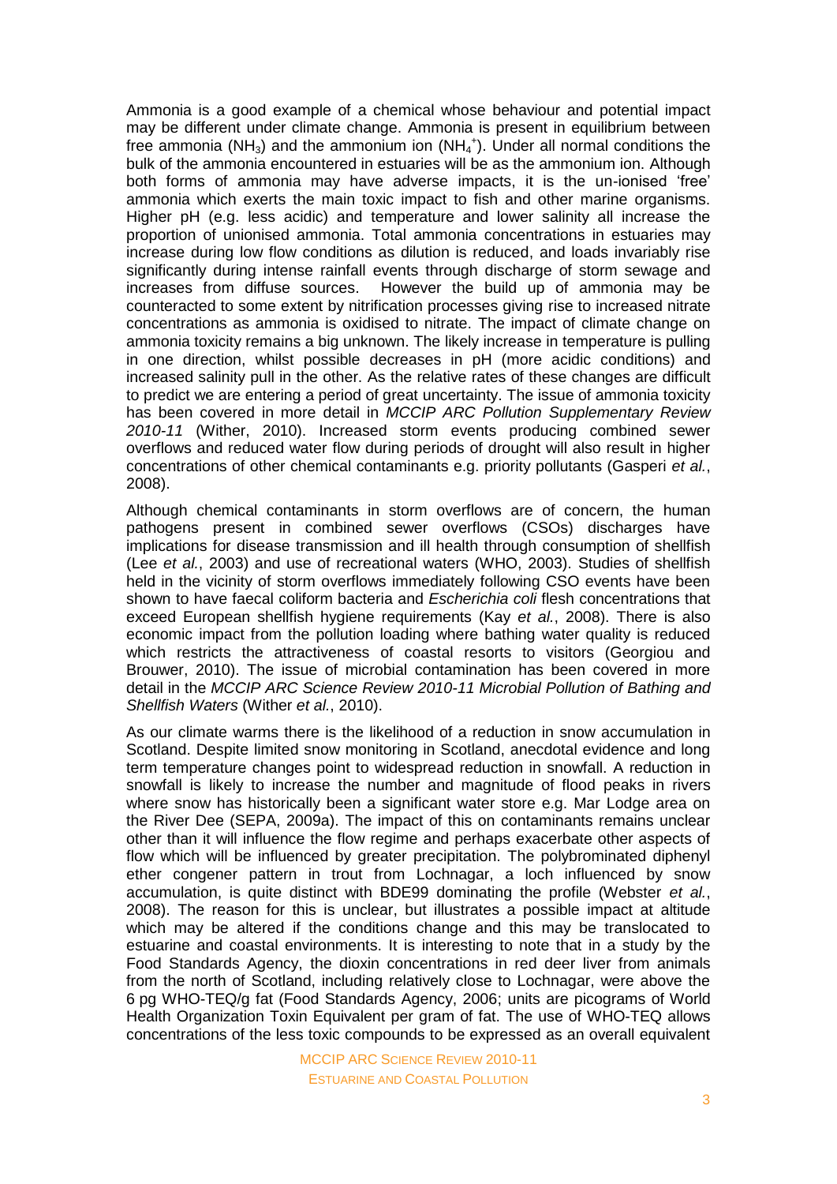Ammonia is a good example of a chemical whose behaviour and potential impact may be different under climate change. Ammonia is present in equilibrium between free ammonia ($NH_3$) and the ammonium ion ($NH_4^+$). Under all normal conditions the bulk of the ammonia encountered in estuaries will be as the ammonium ion. Although both forms of ammonia may have adverse impacts, it is the un-ionised 'free' ammonia which exerts the main toxic impact to fish and other marine organisms. Higher pH (e.g. less acidic) and temperature and lower salinity all increase the proportion of unionised ammonia. Total ammonia concentrations in estuaries may increase during low flow conditions as dilution is reduced, and loads invariably rise significantly during intense rainfall events through discharge of storm sewage and increases from diffuse sources. However the build up of ammonia may be counteracted to some extent by nitrification processes giving rise to increased nitrate concentrations as ammonia is oxidised to nitrate. The impact of climate change on ammonia toxicity remains a big unknown. The likely increase in temperature is pulling in one direction, whilst possible decreases in pH (more acidic conditions) and increased salinity pull in the other. As the relative rates of these changes are difficult to predict we are entering a period of great uncertainty. The issue of ammonia toxicity has been covered in more detail in *MCCIP ARC Pollution Supplementary Review 2010-11* (Wither, 2010). Increased storm events producing combined sewer overflows and reduced water flow during periods of drought will also result in higher concentrations of other chemical contaminants e.g. priority pollutants (Gasperi *et al.*, 2008).

Although chemical contaminants in storm overflows are of concern, the human pathogens present in combined sewer overflows (CSOs) discharges have implications for disease transmission and ill health through consumption of shellfish (Lee *et al.*, 2003) and use of recreational waters (WHO, 2003). Studies of shellfish held in the vicinity of storm overflows immediately following CSO events have been shown to have faecal coliform bacteria and *Escherichia coli* flesh concentrations that exceed European shellfish hygiene requirements (Kay *et al.*, 2008). There is also economic impact from the pollution loading where bathing water quality is reduced which restricts the attractiveness of coastal resorts to visitors (Georgiou and Brouwer, 2010). The issue of microbial contamination has been covered in more detail in the *MCCIP ARC Science Review 2010-11 Microbial Pollution of Bathing and Shellfish Waters* (Wither *et al.*, 2010).

As our climate warms there is the likelihood of a reduction in snow accumulation in Scotland. Despite limited snow monitoring in Scotland, anecdotal evidence and long term temperature changes point to widespread reduction in snowfall. A reduction in snowfall is likely to increase the number and magnitude of flood peaks in rivers where snow has historically been a significant water store e.g. Mar Lodge area on the River Dee (SEPA, 2009a). The impact of this on contaminants remains unclear other than it will influence the flow regime and perhaps exacerbate other aspects of flow which will be influenced by greater precipitation. The polybrominated diphenyl ether congener pattern in trout from Lochnagar, a loch influenced by snow accumulation, is quite distinct with BDE99 dominating the profile (Webster *et al.*, 2008). The reason for this is unclear, but illustrates a possible impact at altitude which may be altered if the conditions change and this may be translocated to estuarine and coastal environments. It is interesting to note that in a study by the Food Standards Agency, the dioxin concentrations in red deer liver from animals from the north of Scotland, including relatively close to Lochnagar, were above the 6 pg WHO-TEQ/g fat (Food Standards Agency, 2006; units are picograms of World Health Organization Toxin Equivalent per gram of fat. The use of WHO-TEQ allows concentrations of the less toxic compounds to be expressed as an overall equivalent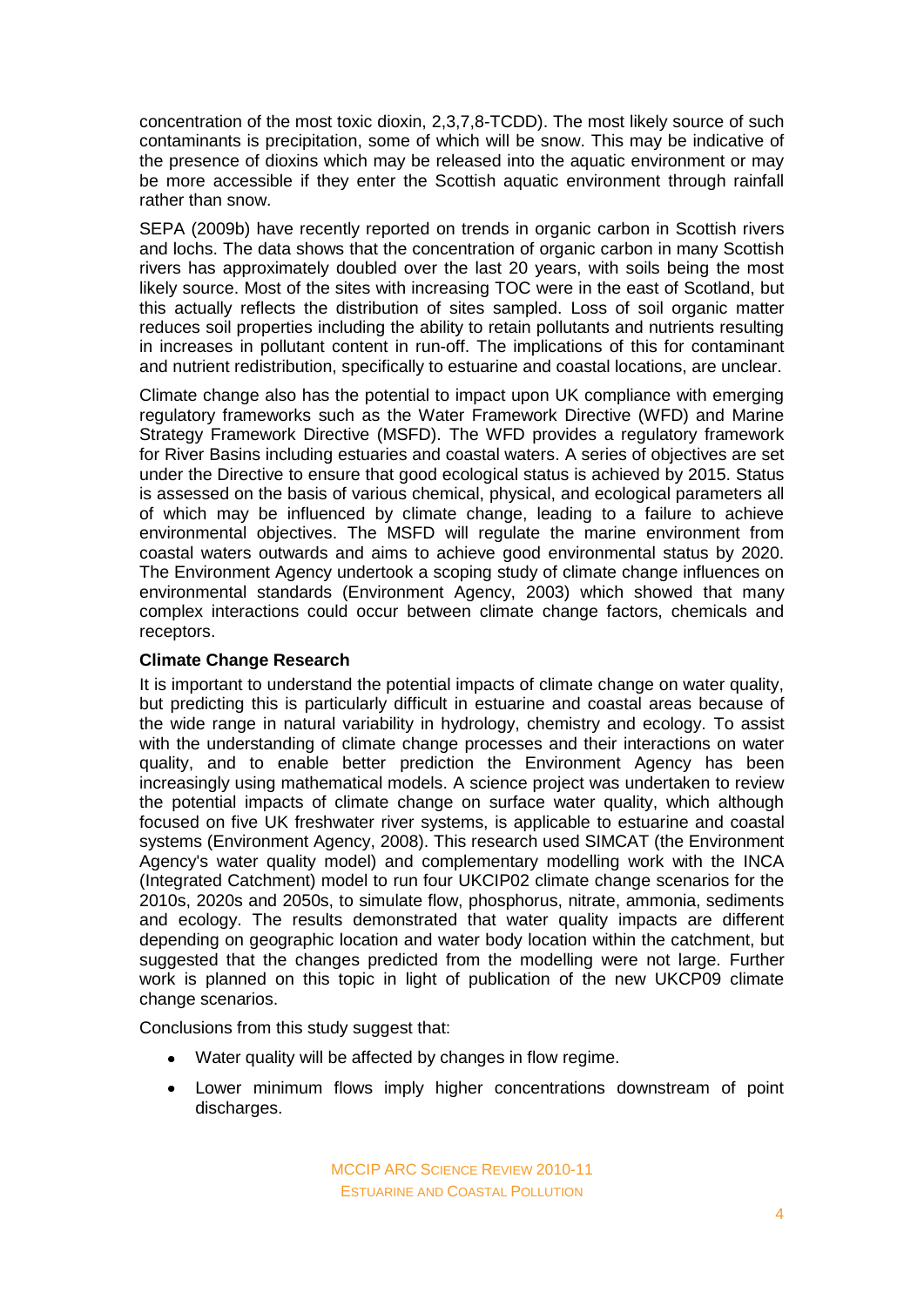concentration of the most toxic dioxin, 2,3,7,8-TCDD). The most likely source of such contaminants is precipitation, some of which will be snow. This may be indicative of the presence of dioxins which may be released into the aquatic environment or may be more accessible if they enter the Scottish aquatic environment through rainfall rather than snow.

SEPA (2009b) have recently reported on trends in organic carbon in Scottish rivers and lochs. The data shows that the concentration of organic carbon in many Scottish rivers has approximately doubled over the last 20 years, with soils being the most likely source. Most of the sites with increasing TOC were in the east of Scotland, but this actually reflects the distribution of sites sampled. Loss of soil organic matter reduces soil properties including the ability to retain pollutants and nutrients resulting in increases in pollutant content in run-off. The implications of this for contaminant and nutrient redistribution, specifically to estuarine and coastal locations, are unclear.

Climate change also has the potential to impact upon UK compliance with emerging regulatory frameworks such as the Water Framework Directive (WFD) and Marine Strategy Framework Directive (MSFD). The WFD provides a regulatory framework for River Basins including estuaries and coastal waters. A series of objectives are set under the Directive to ensure that good ecological status is achieved by 2015. Status is assessed on the basis of various chemical, physical, and ecological parameters all of which may be influenced by climate change, leading to a failure to achieve environmental objectives. The MSFD will regulate the marine environment from coastal waters outwards and aims to achieve good environmental status by 2020. The Environment Agency undertook a scoping study of climate change influences on environmental standards (Environment Agency, 2003) which showed that many complex interactions could occur between climate change factors, chemicals and receptors.

**Climate Change Research**

It is important to understand the potential impacts of climate change on water quality, but predicting this is particularly difficult in estuarine and coastal areas because of the wide range in natural variability in hydrology, chemistry and ecology. To assist with the understanding of climate change processes and their interactions on water quality, and to enable better prediction the Environment Agency has been increasingly using mathematical models. A science project was undertaken to review the potential impacts of climate change on surface water quality, which although focused on five UK freshwater river systems, is applicable to estuarine and coastal systems (Environment Agency, 2008). This research used SIMCAT (the Environment Agency's water quality model) and complementary modelling work with the INCA (Integrated Catchment) model to run four UKCIP02 climate change scenarios for the 2010s, 2020s and 2050s, to simulate flow, phosphorus, nitrate, ammonia, sediments and ecology. The results demonstrated that water quality impacts are different depending on geographic location and water body location within the catchment, but suggested that the changes predicted from the modelling were not large. Further work is planned on this topic in light of publication of the new UKCP09 climate change scenarios.

Conclusions from this study suggest that:

- Water quality will be affected by changes in flow regime.
- Lower minimum flows imply higher concentrations downstream of point discharges.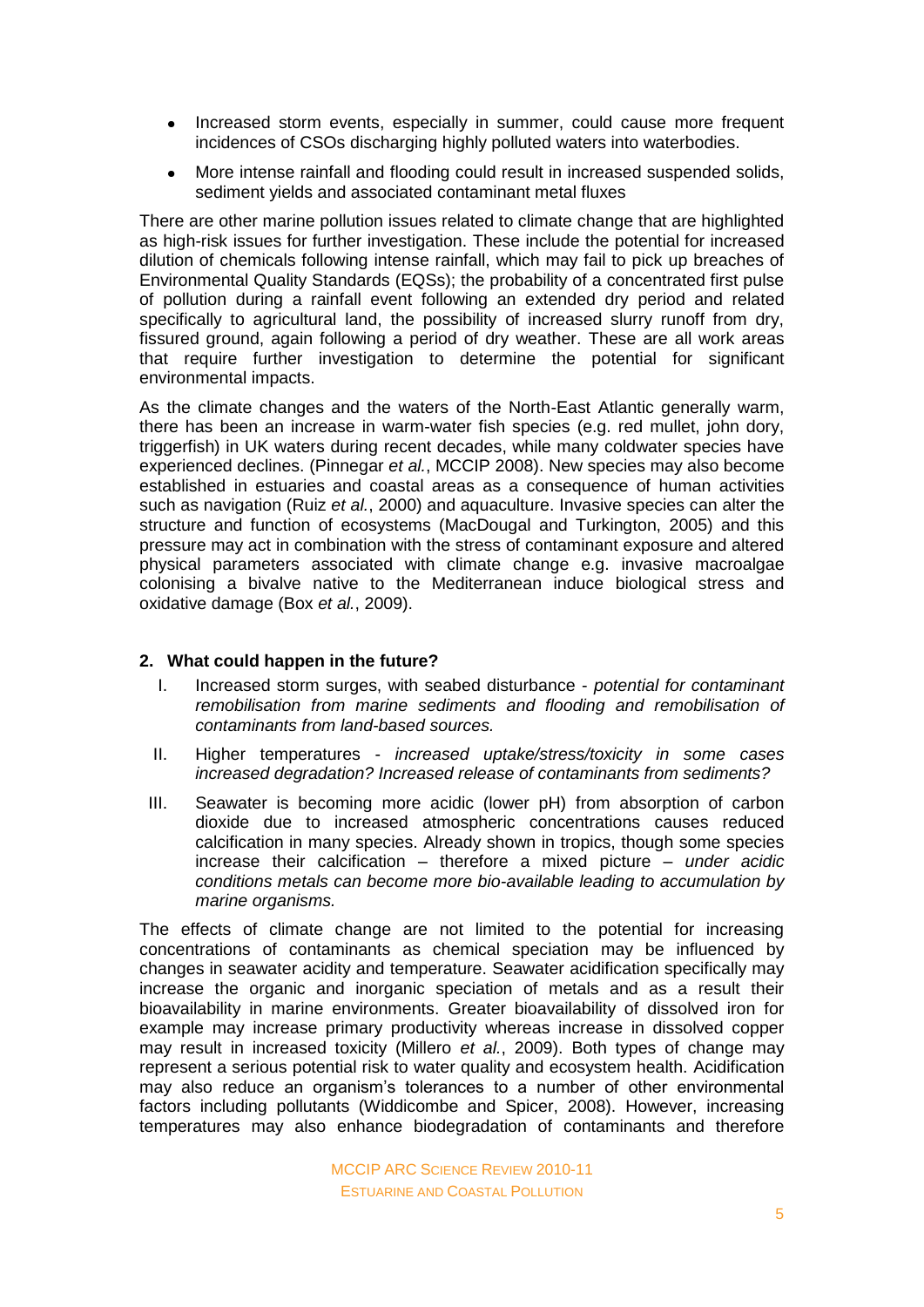- Increased storm events, especially in summer, could cause more frequent incidences of CSOs discharging highly polluted waters into waterbodies.
- More intense rainfall and flooding could result in increased suspended solids, sediment yields and associated contaminant metal fluxes

There are other marine pollution issues related to climate change that are highlighted as high-risk issues for further investigation. These include the potential for increased dilution of chemicals following intense rainfall, which may fail to pick up breaches of Environmental Quality Standards (EQSs); the probability of a concentrated first pulse of pollution during a rainfall event following an extended dry period and related specifically to agricultural land, the possibility of increased slurry runoff from dry, fissured ground, again following a period of dry weather. These are all work areas that require further investigation to determine the potential for significant environmental impacts.

As the climate changes and the waters of the North-East Atlantic generally warm, there has been an increase in warm-water fish species (e.g. red mullet, john dory, triggerfish) in UK waters during recent decades, while many coldwater species have experienced declines. (Pinnegar *et al.*, MCCIP 2008). New species may also become established in estuaries and coastal areas as a consequence of human activities such as navigation (Ruiz *et al.*, 2000) and aquaculture. Invasive species can alter the structure and function of ecosystems (MacDougal and Turkington, 2005) and this pressure may act in combination with the stress of contaminant exposure and altered physical parameters associated with climate change e.g. invasive macroalgae colonising a bivalve native to the Mediterranean induce biological stress and oxidative damage (Box *et al.*, 2009).

## 2. What could happen in the future?

I. Increased storm surges, with seabed disturbance - *potential for contaminant remobilisation from marine sediments and flooding and remobilisation of contaminants from land-based sources.*

II. Higher temperatures - *increased uptake/stress/toxicity in some cases increased degradation? Increased release of contaminants from sediments?*

III. Seawater is becoming more acidic (lower pH) from absorption of carbon dioxide due to increased atmospheric concentrations causes reduced calcification in many species. Already shown in tropics, though some species increase their calcification – therefore a mixed picture – *under acidic conditions metals can become more bio-available leading to accumulation by marine organisms.*

The effects of climate change are not limited to the potential for increasing concentrations of contaminants as chemical speciation may be influenced by changes in seawater acidity and temperature. Seawater acidification specifically may increase the organic and inorganic speciation of metals and as a result their bioavailability in marine environments. Greater bioavailability of dissolved iron for example may increase primary productivity whereas increase in dissolved copper may result in increased toxicity (Millero *et al.*, 2009). Both types of change may represent a serious potential risk to water quality and ecosystem health. Acidification may also reduce an organism's tolerances to a number of other environmental factors including pollutants (Widdicombe and Spicer, 2008). However, increasing temperatures may also enhance biodegradation of contaminants and therefore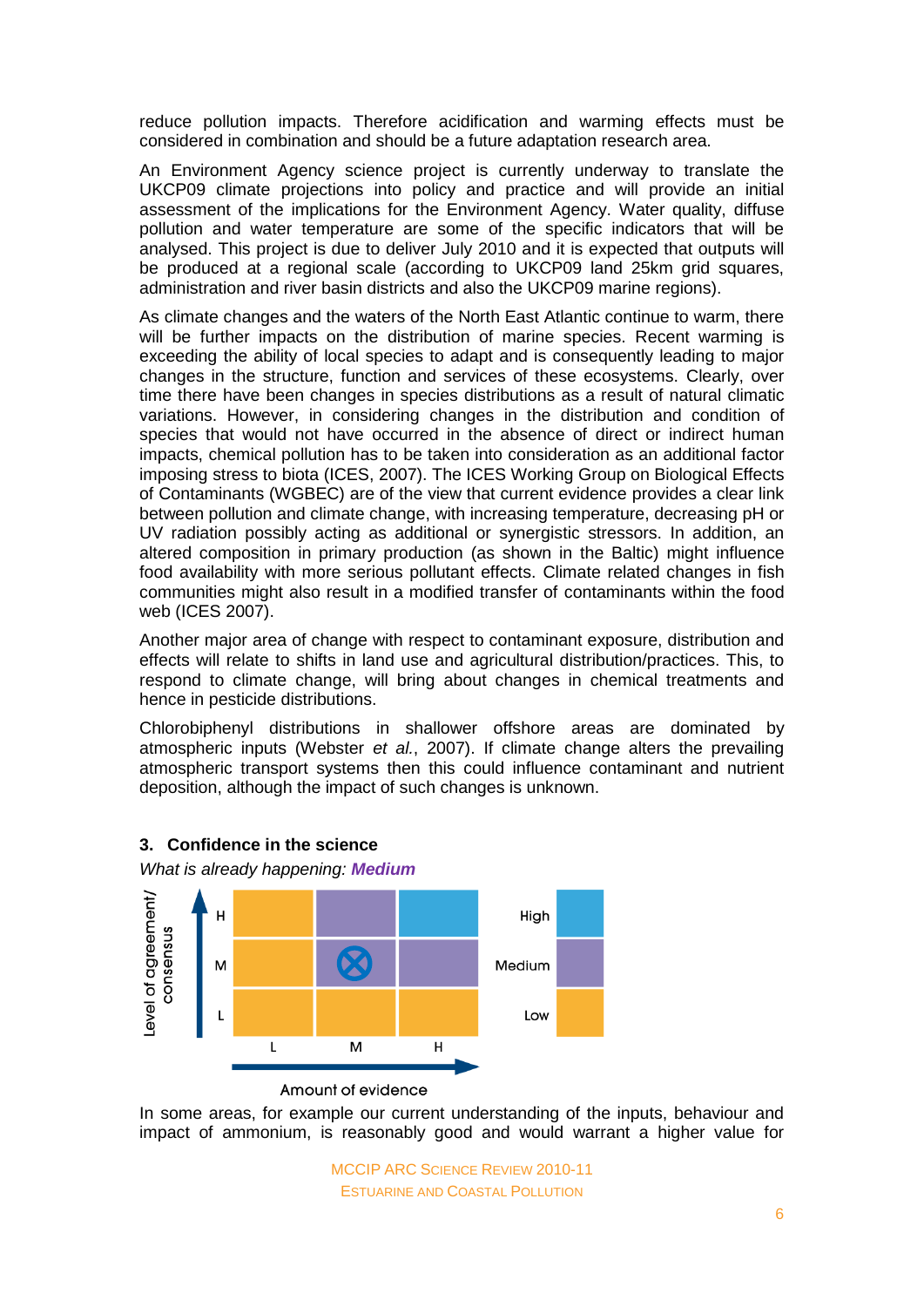reduce pollution impacts. Therefore acidification and warming effects must be considered in combination and should be a future adaptation research area.

An Environment Agency science project is currently underway to translate the UKCP09 climate projections into policy and practice and will provide an initial assessment of the implications for the Environment Agency. Water quality, diffuse pollution and water temperature are some of the specific indicators that will be analysed. This project is due to deliver July 2010 and it is expected that outputs will be produced at a regional scale (according to UKCP09 land 25km grid squares, administration and river basin districts and also the UKCP09 marine regions).

As climate changes and the waters of the North East Atlantic continue to warm, there will be further impacts on the distribution of marine species. Recent warming is exceeding the ability of local species to adapt and is consequently leading to major changes in the structure, function and services of these ecosystems. Clearly, over time there have been changes in species distributions as a result of natural climatic variations. However, in considering changes in the distribution and condition of species that would not have occurred in the absence of direct or indirect human impacts, chemical pollution has to be taken into consideration as an additional factor imposing stress to biota (ICES, 2007). The ICES Working Group on Biological Effects of Contaminants (WGBEC) are of the view that current evidence provides a clear link between pollution and climate change, with increasing temperature, decreasing pH or UV radiation possibly acting as additional or synergistic stressors. In addition, an altered composition in primary production (as shown in the Baltic) might influence food availability with more serious pollutant effects. Climate related changes in fish communities might also result in a modified transfer of contaminants within the food web (ICES 2007).

Another major area of change with respect to contaminant exposure, distribution and effects will relate to shifts in land use and agricultural distribution/practices. This, to respond to climate change, will bring about changes in chemical treatments and hence in pesticide distributions.

Chlorobiphenyl distributions in shallower offshore areas are dominated by atmospheric inputs (Webster *et al.*, 2007). If climate change alters the prevailing atmospheric transport systems then this could influence contaminant and nutrient deposition, although the impact of such changes is unknown.

## 3. Confidence in the science

*What is already happening:* ***Medium***

In some areas, for example our current understanding of the inputs, behaviour and impact of ammonium, is reasonably good and would warrant a higher value for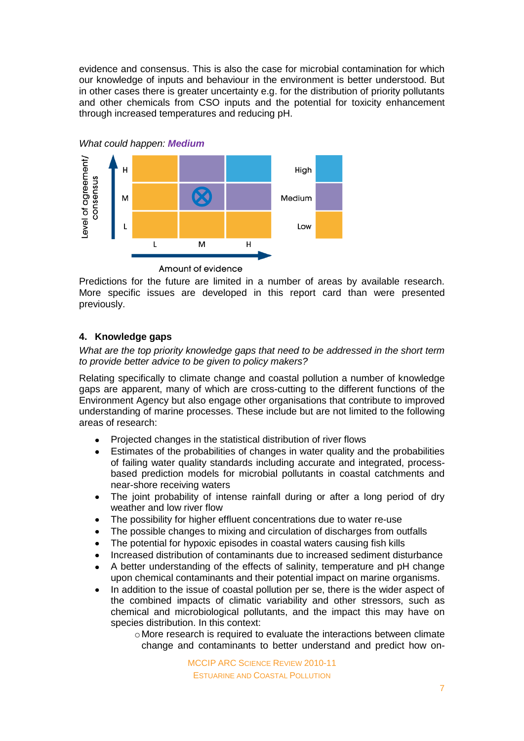evidence and consensus. This is also the case for microbial contamination for which our knowledge of inputs and behaviour in the environment is better understood. But in other cases there is greater uncertainty e.g. for the distribution of priority pollutants and other chemicals from CSO inputs and the potential for toxicity enhancement through increased temperatures and reducing pH.

*What could happen:* ***Medium***

Predictions for the future are limited in a number of areas by available research. More specific issues are developed in this report card than were presented previously.

### 4. Knowledge gaps

*What are the top priority knowledge gaps that need to be addressed in the short term to provide better advice to be given to policy makers?*

Relating specifically to climate change and coastal pollution a number of knowledge gaps are apparent, many of which are cross-cutting to the different functions of the Environment Agency but also engage other organisations that contribute to improved understanding of marine processes. These include but are not limited to the following areas of research:

- Projected changes in the statistical distribution of river flows
- Estimates of the probabilities of changes in water quality and the probabilities of failing water quality standards including accurate and integrated, process-based prediction models for microbial pollutants in coastal catchments and near-shore receiving waters
- The joint probability of intense rainfall during or after a long period of dry weather and low river flow
- The possibility for higher effluent concentrations due to water re-use
- The possible changes to mixing and circulation of discharges from outfalls
- The potential for hypoxic episodes in coastal waters causing fish kills
- Increased distribution of contaminants due to increased sediment disturbance
- A better understanding of the effects of salinity, temperature and pH change upon chemical contaminants and their potential impact on marine organisms.
- In addition to the issue of coastal pollution per se, there is the wider aspect of the combined impacts of climatic variability and other stressors, such as chemical and microbiological pollutants, and the impact this may have on species distribution. In this context:
    - More research is required to evaluate the interactions between climate change and contaminants to better understand and predict how on-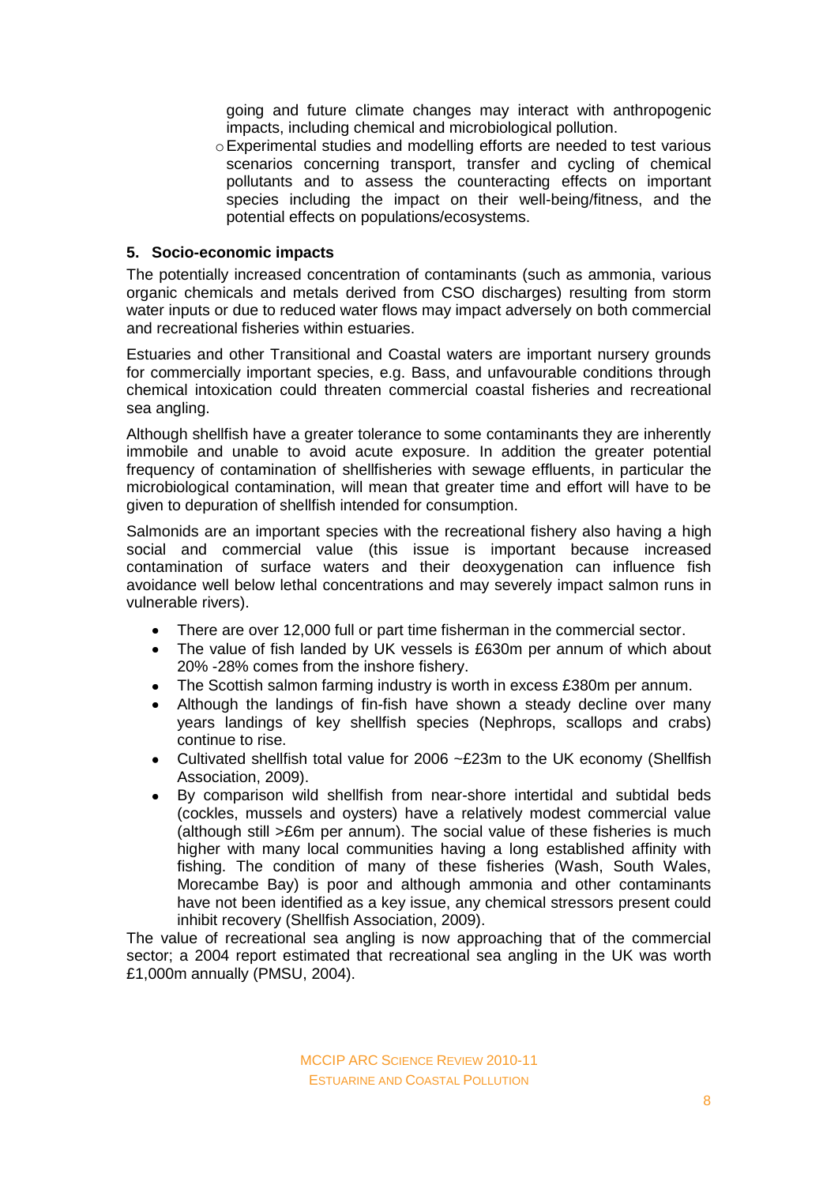going and future climate changes may interact with anthropogenic impacts, including chemical and microbiological pollution.

- Experimental studies and modelling efforts are needed to test various scenarios concerning transport, transfer and cycling of chemical pollutants and to assess the counteracting effects on important species including the impact on their well-being/fitness, and the potential effects on populations/ecosystems.

## 5. Socio-economic impacts

The potentially increased concentration of contaminants (such as ammonia, various organic chemicals and metals derived from CSO discharges) resulting from storm water inputs or due to reduced water flows may impact adversely on both commercial and recreational fisheries within estuaries.

Estuaries and other Transitional and Coastal waters are important nursery grounds for commercially important species, e.g. Bass, and unfavourable conditions through chemical intoxication could threaten commercial coastal fisheries and recreational sea angling.

Although shellfish have a greater tolerance to some contaminants they are inherently immobile and unable to avoid acute exposure. In addition the greater potential frequency of contamination of shellfisheries with sewage effluents, in particular the microbiological contamination, will mean that greater time and effort will have to be given to depuration of shellfish intended for consumption.

Salmonids are an important species with the recreational fishery also having a high social and commercial value (this issue is important because increased contamination of surface waters and their deoxygenation can influence fish avoidance well below lethal concentrations and may severely impact salmon runs in vulnerable rivers).

- There are over 12,000 full or part time fisherman in the commercial sector.
- The value of fish landed by UK vessels is £630m per annum of which about 20% -28% comes from the inshore fishery.
- The Scottish salmon farming industry is worth in excess £380m per annum.
- Although the landings of fin-fish have shown a steady decline over many years landings of key shellfish species (Nephrops, scallops and crabs) continue to rise.
- Cultivated shellfish total value for 2006 ~£23m to the UK economy (Shellfish Association, 2009).
- By comparison wild shellfish from near-shore intertidal and subtidal beds (cockles, mussels and oysters) have a relatively modest commercial value (although still >£6m per annum). The social value of these fisheries is much higher with many local communities having a long established affinity with fishing. The condition of many of these fisheries (Wash, South Wales, Morecambe Bay) is poor and although ammonia and other contaminants have not been identified as a key issue, any chemical stressors present could inhibit recovery (Shellfish Association, 2009).

The value of recreational sea angling is now approaching that of the commercial sector; a 2004 report estimated that recreational sea angling in the UK was worth £1,000m annually (PMSU, 2004).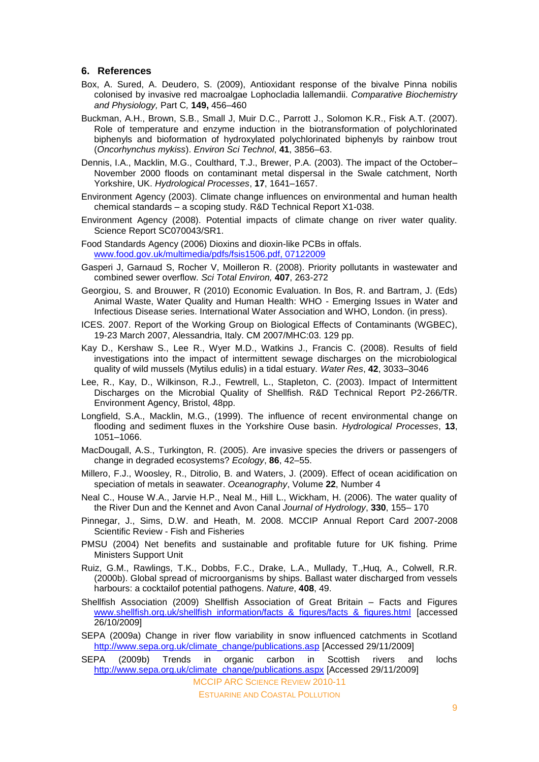## 6. References

Box, A. Sured, A. Deudero, S. (2009), Antioxidant response of the bivalve Pinna nobilis colonised by invasive red macroalgae Lophocladia lallemandii. *Comparative Biochemistry and Physiology,* Part C*,* **149,** 456–460

Buckman, A.H., Brown, S.B., Small J, Muir D.C., Parrott J., Solomon K.R., Fisk A.T. (2007). Role of temperature and enzyme induction in the biotransformation of polychlorinated biphenyls and bioformation of hydroxylated polychlorinated biphenyls by rainbow trout (*Oncorhynchus mykiss*). *Environ Sci Technol*, **41**, 3856–63.

Dennis, I.A., Macklin, M.G., Coulthard, T.J., Brewer, P.A. (2003). The impact of the October–November 2000 floods on contaminant metal dispersal in the Swale catchment, North Yorkshire, UK. *Hydrological Processes*, **17**, 1641–1657.

Environment Agency (2003). Climate change influences on environmental and human health chemical standards – a scoping study. R&D Technical Report X1-038.

Environment Agency (2008). Potential impacts of climate change on river water quality. Science Report SC070043/SR1.

Food Standards Agency (2006) Dioxins and dioxin-like PCBs in offals. www.food.gov.uk/multimedia/pdfs/fsis1506.pdf, 07122009

Gasperi J, Garnaud S, Rocher V, Moilleron R. (2008). Priority pollutants in wastewater and combined sewer overflow. *Sci Total Environ,* **407**, 263-272

Georgiou, S. and Brouwer, R (2010) Economic Evaluation. In Bos, R. and Bartram, J. (Eds) Animal Waste, Water Quality and Human Health: WHO - Emerging Issues in Water and Infectious Disease series. International Water Association and WHO, London. (in press).

ICES. 2007. Report of the Working Group on Biological Effects of Contaminants (WGBEC), 19-23 March 2007, Alessandria, Italy. CM 2007/MHC:03. 129 pp.

Kay D., Kershaw S., Lee R., Wyer M.D., Watkins J., Francis C. (2008). Results of field investigations into the impact of intermittent sewage discharges on the microbiological quality of wild mussels (Mytilus edulis) in a tidal estuary. *Water Res*, **42**, 3033–3046

Lee, R., Kay, D., Wilkinson, R.J., Fewtrell, L., Stapleton, C. (2003). Impact of Intermittent Discharges on the Microbial Quality of Shellfish. R&D Technical Report P2-266/TR. Environment Agency, Bristol, 48pp.

Longfield, S.A., Macklin, M.G., (1999). The influence of recent environmental change on flooding and sediment fluxes in the Yorkshire Ouse basin. *Hydrological Processes*, **13**, 1051–1066.

MacDougall, A.S., Turkington, R. (2005). Are invasive species the drivers or passengers of change in degraded ecosystems? *Ecology*, **86**, 42–55.

Millero, F.J., Woosley, R., Ditrolio, B. and Waters, J. (2009). Effect of ocean acidification on speciation of metals in seawater. *Oceanography*, Volume **22**, Number 4

Neal C., House W.A., Jarvie H.P., Neal M., Hill L., Wickham, H. (2006). The water quality of the River Dun and the Kennet and Avon Canal *Journal of Hydrology*, **330**, 155– 170

Pinnegar, J., Sims, D.W. and Heath, M. 2008. MCCIP Annual Report Card 2007-2008 Scientific Review - Fish and Fisheries

PMSU (2004) Net benefits and sustainable and profitable future for UK fishing. Prime Ministers Support Unit

Ruiz, G.M., Rawlings, T.K., Dobbs, F.C., Drake, L.A., Mullady, T.,Huq, A., Colwell, R.R. (2000b). Global spread of microorganisms by ships. Ballast water discharged from vessels harbours: a cocktailof potential pathogens. *Nature*, **408**, 49.

Shellfish Association (2009) Shellfish Association of Great Britain – Facts and Figures www.shellfish.org.uk/shellfish_information/facts_&_figures/facts_&_figures.html [accessed 26/10/2009]

SEPA (2009a) Change in river flow variability in snow influenced catchments in Scotland http://www.sepa.org.uk/climate_change/publications.asp [Accessed 29/11/2009]

SEPA (2009b) Trends in organic carbon in Scottish rivers and lochs http://www.sepa.org.uk/climate_change/publications.aspx [Accessed 29/11/2009]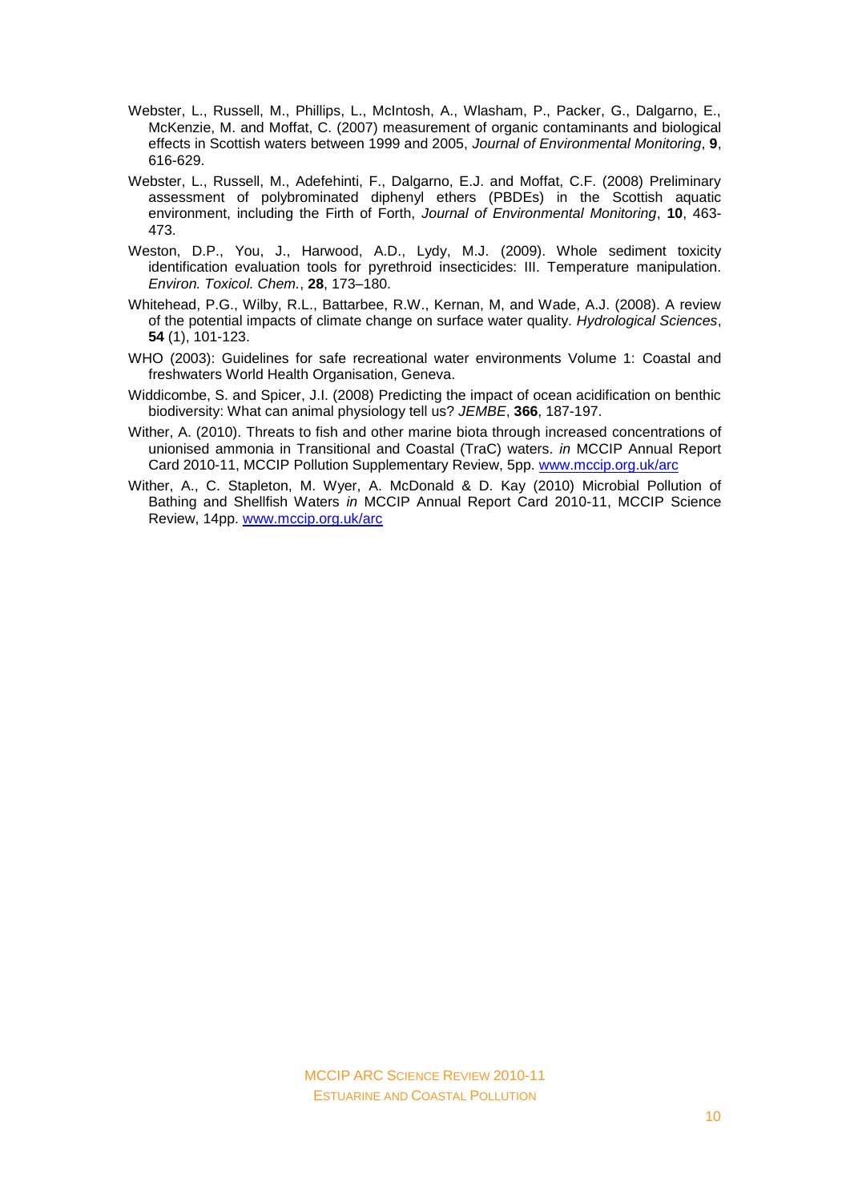Webster, L., Russell, M., Phillips, L., McIntosh, A., Wlasham, P., Packer, G., Dalgarno, E., McKenzie, M. and Moffat, C. (2007) measurement of organic contaminants and biological effects in Scottish waters between 1999 and 2005, *Journal of Environmental Monitoring*, **9**, 616-629.

Webster, L., Russell, M., Adefehinti, F., Dalgarno, E.J. and Moffat, C.F. (2008) Preliminary assessment of polybrominated diphenyl ethers (PBDEs) in the Scottish aquatic environment, including the Firth of Forth, *Journal of Environmental Monitoring*, **10**, 463-473.

Weston, D.P., You, J., Harwood, A.D., Lydy, M.J. (2009). Whole sediment toxicity identification evaluation tools for pyrethroid insecticides: III. Temperature manipulation. *Environ. Toxicol. Chem.*, **28**, 173–180.

Whitehead, P.G., Wilby, R.L., Battarbee, R.W., Kernan, M, and Wade, A.J. (2008). A review of the potential impacts of climate change on surface water quality. *Hydrological Sciences*, **54** (1), 101-123.

WHO (2003): Guidelines for safe recreational water environments Volume 1: Coastal and freshwaters World Health Organisation, Geneva.

Widdicombe, S. and Spicer, J.I. (2008) Predicting the impact of ocean acidification on benthic biodiversity: What can animal physiology tell us? *JEMBE*, **366**, 187-197.

Wither, A. (2010). Threats to fish and other marine biota through increased concentrations of unionised ammonia in Transitional and Coastal (TraC) waters. *in* MCCIP Annual Report Card 2010-11, MCCIP Pollution Supplementary Review, 5pp. www.mccip.org.uk/arc

Wither, A., C. Stapleton, M. Wyer, A. McDonald & D. Kay (2010) Microbial Pollution of Bathing and Shellfish Waters *in* MCCIP Annual Report Card 2010-11, MCCIP Science Review, 14pp. www.mccip.org.uk/arc